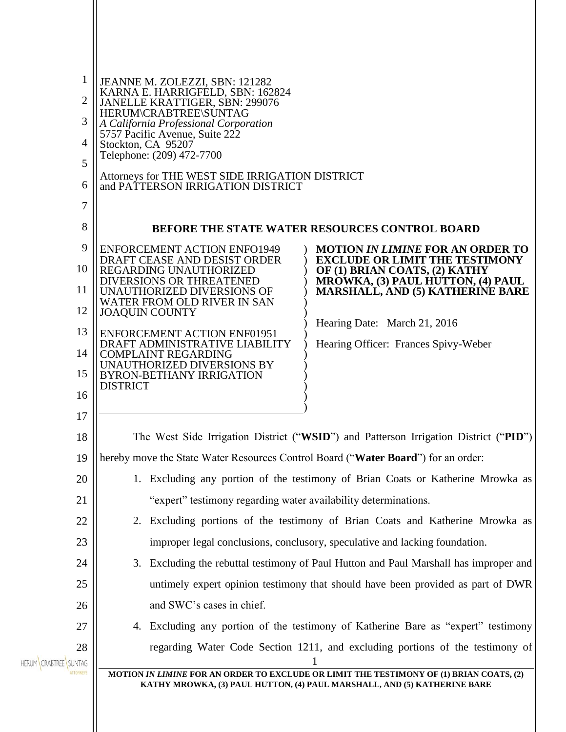JEANNE M. ZOLEZZI, SBN: 121282
KARNA E. HARRIGFELD, SBN: 162824
JANELLE KRATTIGER, SBN: 299076
HERUM\CRABTREE\SUNTAG
*A California Professional Corporation*
5757 Pacific Avenue, Suite 222
Stockton, CA 95207
Telephone: (209) 472-7700

Attorneys for THE WEST SIDE IRRIGATION DISTRICT
and PATTERSON IRRIGATION DISTRICT

## BEFORE THE STATE WATER RESOURCES CONTROL BOARD

| | |
|---|---|
| ENFORCEMENT ACTION ENFO1949 DRAFT CEASE AND DESIST ORDER REGARDING UNAUTHORIZED DIVERSIONS OR THREATENED UNAUTHORIZED DIVERSIONS OF WATER FROM OLD RIVER IN SAN JOAQUIN COUNTY<br><br>ENFORCEMENT ACTION ENF01951 DRAFT ADMINISTRATIVE LIABILITY COMPLAINT REGARDING UNAUTHORIZED DIVERSIONS BY BYRON-BETHANY IRRIGATION DISTRICT | **MOTION *IN LIMINE* FOR AN ORDER TO EXCLUDE OR LIMIT THE TESTIMONY OF (1) BRIAN COATS, (2) KATHY MROWKA, (3) PAUL HUTTON, (4) PAUL MARSHALL, AND (5) KATHERINE BARE**<br><br>Hearing Date: March 21, 2016<br><br>Hearing Officer: Frances Spivy-Weber |

The West Side Irrigation District ("**WSID**") and Patterson Irrigation District ("**PID**") hereby move the State Water Resources Control Board ("**Water Board**") for an order:

1. Excluding any portion of the testimony of Brian Coats or Katherine Mrowka as "expert" testimony regarding water availability determinations.
2. Excluding portions of the testimony of Brian Coats and Katherine Mrowka as improper legal conclusions, conclusory, speculative and lacking foundation.
3. Excluding the rebuttal testimony of Paul Hutton and Paul Marshall has improper and untimely expert opinion testimony that should have been provided as part of DWR and SWC's cases in chief.
4. Excluding any portion of the testimony of Katherine Bare as "expert" testimony regarding Water Code Section 1211, and excluding portions of the testimony of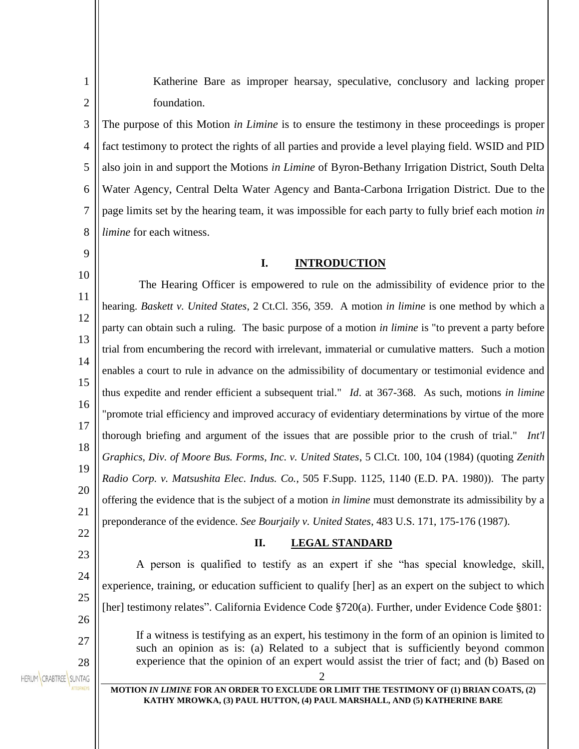Katherine Bare as improper hearsay, speculative, conclusory and lacking proper foundation.

The purpose of this Motion *in Limine* is to ensure the testimony in these proceedings is proper fact testimony to protect the rights of all parties and provide a level playing field. WSID and PID also join in and support the Motions *in Limine* of Byron-Bethany Irrigation District, South Delta Water Agency, Central Delta Water Agency and Banta-Carbona Irrigation District. Due to the page limits set by the hearing team, it was impossible for each party to fully brief each motion *in limine* for each witness.

## I. INTRODUCTION

The Hearing Officer is empowered to rule on the admissibility of evidence prior to the hearing. *Baskett v. United States*, 2 Ct.Cl. 356, 359. A motion *in limine* is one method by which a party can obtain such a ruling. The basic purpose of a motion *in limine* is "to prevent a party before trial from encumbering the record with irrelevant, immaterial or cumulative matters. Such a motion enables a court to rule in advance on the admissibility of documentary or testimonial evidence and thus expedite and render efficient a subsequent trial." *Id*. at 367-368. As such, motions *in limine* "promote trial efficiency and improved accuracy of evidentiary determinations by virtue of the more thorough briefing and argument of the issues that are possible prior to the crush of trial." *Int'l Graphics, Div. of Moore Bus. Forms, Inc. v. United States*, 5 Cl.Ct. 100, 104 (1984) (quoting *Zenith Radio Corp. v. Matsushita Elec. Indus. Co.*, 505 F.Supp. 1125, 1140 (E.D. PA. 1980)). The party offering the evidence that is the subject of a motion *in limine* must demonstrate its admissibility by a preponderance of the evidence. *See Bourjaily v. United States*, 483 U.S. 171, 175-176 (1987).

## II. LEGAL STANDARD

A person is qualified to testify as an expert if she "has special knowledge, skill, experience, training, or education sufficient to qualify [her] as an expert on the subject to which [her] testimony relates". California Evidence Code §720(a). Further, under Evidence Code §801:

> If a witness is testifying as an expert, his testimony in the form of an opinion is limited to such an opinion as is: (a) Related to a subject that is sufficiently beyond common experience that the opinion of an expert would assist the trier of fact; and (b) Based on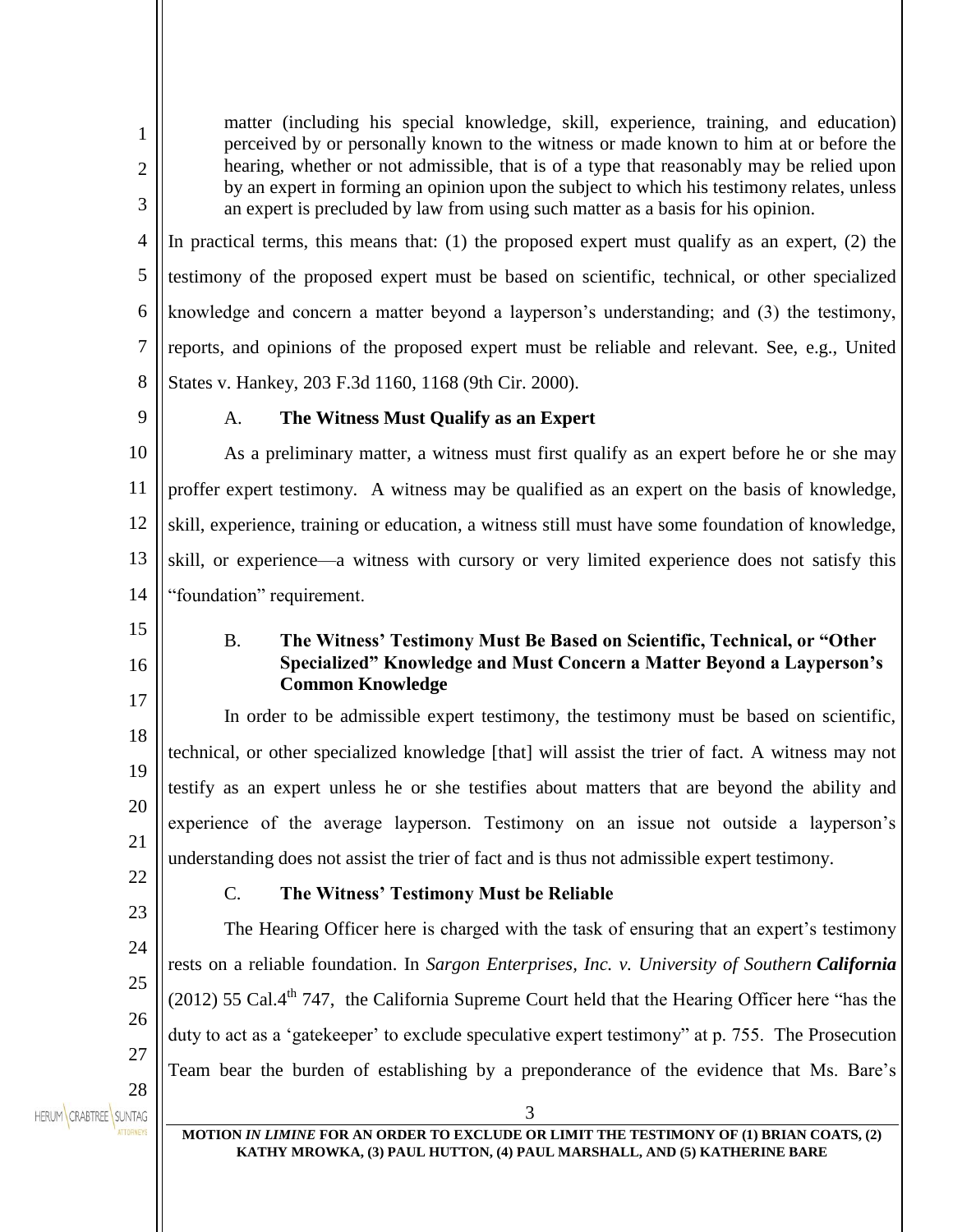> matter (including his special knowledge, skill, experience, training, and education) perceived by or personally known to the witness or made known to him at or before the hearing, whether or not admissible, that is of a type that reasonably may be relied upon by an expert in forming an opinion upon the subject to which his testimony relates, unless an expert is precluded by law from using such matter as a basis for his opinion.

In practical terms, this means that: (1) the proposed expert must qualify as an expert, (2) the testimony of the proposed expert must be based on scientific, technical, or other specialized knowledge and concern a matter beyond a layperson's understanding; and (3) the testimony, reports, and opinions of the proposed expert must be reliable and relevant. See, e.g., United States v. Hankey, 203 F.3d 1160, 1168 (9th Cir. 2000).

### A. **The Witness Must Qualify as an Expert**

As a preliminary matter, a witness must first qualify as an expert before he or she may proffer expert testimony. A witness may be qualified as an expert on the basis of knowledge, skill, experience, training or education, a witness still must have some foundation of knowledge, skill, or experience—a witness with cursory or very limited experience does not satisfy this "foundation" requirement.

### B. **The Witness' Testimony Must Be Based on Scientific, Technical, or "Other Specialized" Knowledge and Must Concern a Matter Beyond a Layperson's Common Knowledge**

In order to be admissible expert testimony, the testimony must be based on scientific, technical, or other specialized knowledge [that] will assist the trier of fact. A witness may not testify as an expert unless he or she testifies about matters that are beyond the ability and experience of the average layperson. Testimony on an issue not outside a layperson's understanding does not assist the trier of fact and is thus not admissible expert testimony.

### C. **The Witness' Testimony Must be Reliable**

The Hearing Officer here is charged with the task of ensuring that an expert's testimony rests on a reliable foundation. In *Sargon Enterprises, Inc. v. University of Southern* ***California*** (2012) 55 Cal.4th 747, the California Supreme Court held that the Hearing Officer here "has the duty to act as a 'gatekeeper' to exclude speculative expert testimony" at p. 755. The Prosecution Team bear the burden of establishing by a preponderance of the evidence that Ms. Bare's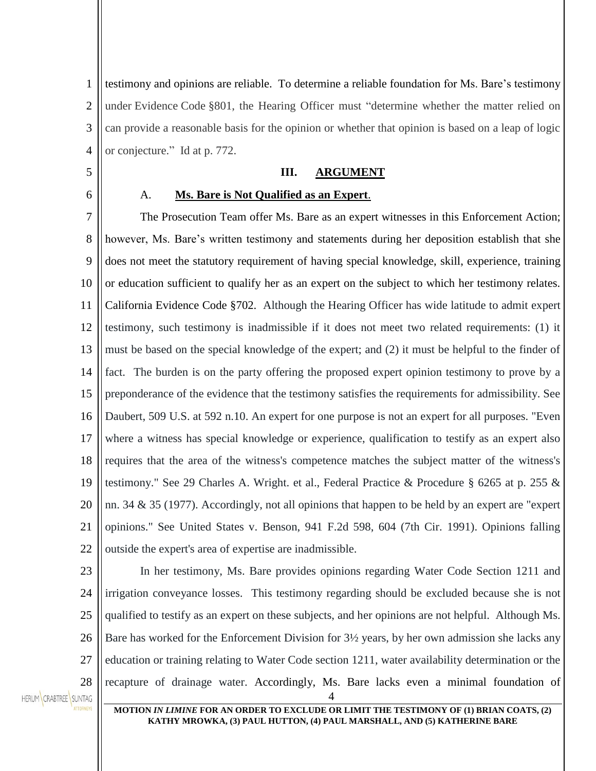testimony and opinions are reliable. To determine a reliable foundation for Ms. Bare's testimony under Evidence Code §801, the Hearing Officer must "determine whether the matter relied on can provide a reasonable basis for the opinion or whether that opinion is based on a leap of logic or conjecture." Id at p. 772.

## III. ARGUMENT

### A. Ms. Bare is Not Qualified as an Expert.

The Prosecution Team offer Ms. Bare as an expert witnesses in this Enforcement Action; however, Ms. Bare's written testimony and statements during her deposition establish that she does not meet the statutory requirement of having special knowledge, skill, experience, training or education sufficient to qualify her as an expert on the subject to which her testimony relates. California Evidence Code §702. Although the Hearing Officer has wide latitude to admit expert testimony, such testimony is inadmissible if it does not meet two related requirements: (1) it must be based on the special knowledge of the expert; and (2) it must be helpful to the finder of fact. The burden is on the party offering the proposed expert opinion testimony to prove by a preponderance of the evidence that the testimony satisfies the requirements for admissibility. See Daubert, 509 U.S. at 592 n.10. An expert for one purpose is not an expert for all purposes. "Even where a witness has special knowledge or experience, qualification to testify as an expert also requires that the area of the witness's competence matches the subject matter of the witness's testimony." See 29 Charles A. Wright. et al., Federal Practice & Procedure § 6265 at p. 255 & nn. 34 & 35 (1977). Accordingly, not all opinions that happen to be held by an expert are "expert opinions." See United States v. Benson, 941 F.2d 598, 604 (7th Cir. 1991). Opinions falling outside the expert's area of expertise are inadmissible.

In her testimony, Ms. Bare provides opinions regarding Water Code Section 1211 and irrigation conveyance losses. This testimony regarding should be excluded because she is not qualified to testify as an expert on these subjects, and her opinions are not helpful. Although Ms. Bare has worked for the Enforcement Division for 3½ years, by her own admission she lacks any education or training relating to Water Code section 1211, water availability determination or the recapture of drainage water. Accordingly, Ms. Bare lacks even a minimal foundation of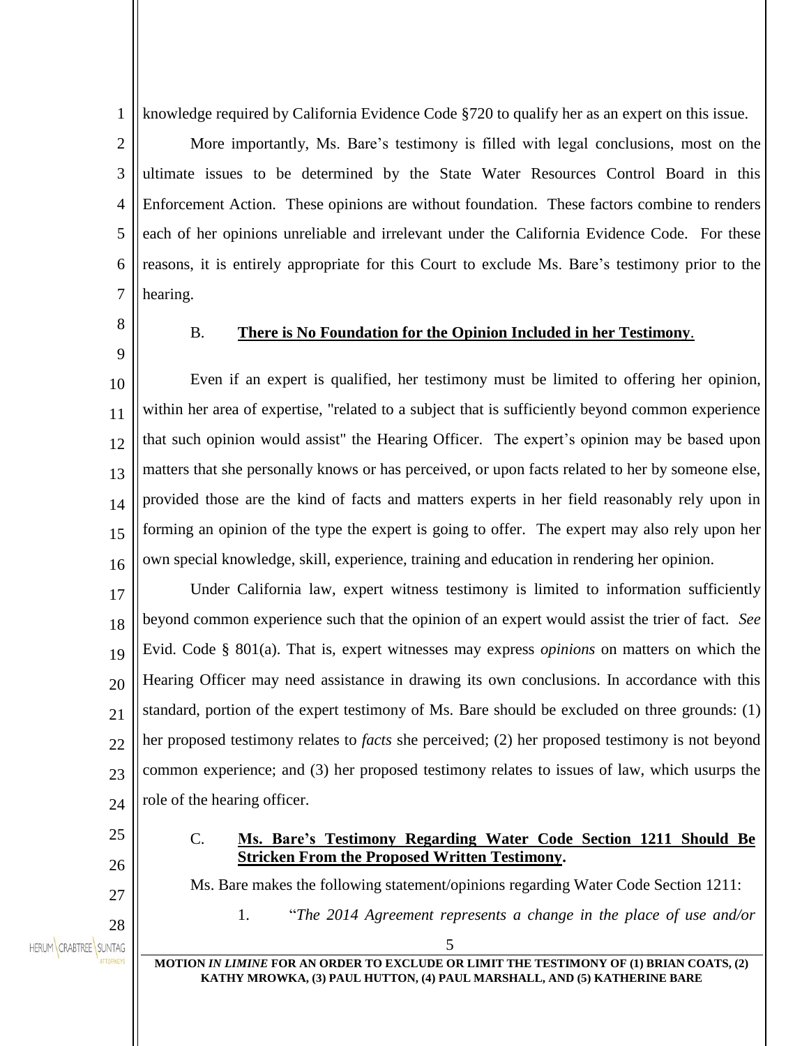knowledge required by California Evidence Code §720 to qualify her as an expert on this issue.

More importantly, Ms. Bare's testimony is filled with legal conclusions, most on the ultimate issues to be determined by the State Water Resources Control Board in this Enforcement Action. These opinions are without foundation. These factors combine to renders each of her opinions unreliable and irrelevant under the California Evidence Code. For these reasons, it is entirely appropriate for this Court to exclude Ms. Bare's testimony prior to the hearing.

### B. **There is No Foundation for the Opinion Included in her Testimony**.

Even if an expert is qualified, her testimony must be limited to offering her opinion, within her area of expertise, "related to a subject that is sufficiently beyond common experience that such opinion would assist" the Hearing Officer. The expert's opinion may be based upon matters that she personally knows or has perceived, or upon facts related to her by someone else, provided those are the kind of facts and matters experts in her field reasonably rely upon in forming an opinion of the type the expert is going to offer. The expert may also rely upon her own special knowledge, skill, experience, training and education in rendering her opinion.

Under California law, expert witness testimony is limited to information sufficiently beyond common experience such that the opinion of an expert would assist the trier of fact. *See* Evid. Code § 801(a). That is, expert witnesses may express *opinions* on matters on which the Hearing Officer may need assistance in drawing its own conclusions. In accordance with this standard, portion of the expert testimony of Ms. Bare should be excluded on three grounds: (1) her proposed testimony relates to *facts* she perceived; (2) her proposed testimony is not beyond common experience; and (3) her proposed testimony relates to issues of law, which usurps the role of the hearing officer.

### C. **Ms. Bare's Testimony Regarding Water Code Section 1211 Should Be Stricken From the Proposed Written Testimony.**

Ms. Bare makes the following statement/opinions regarding Water Code Section 1211:

1. "*The 2014 Agreement represents a change in the place of use and/or*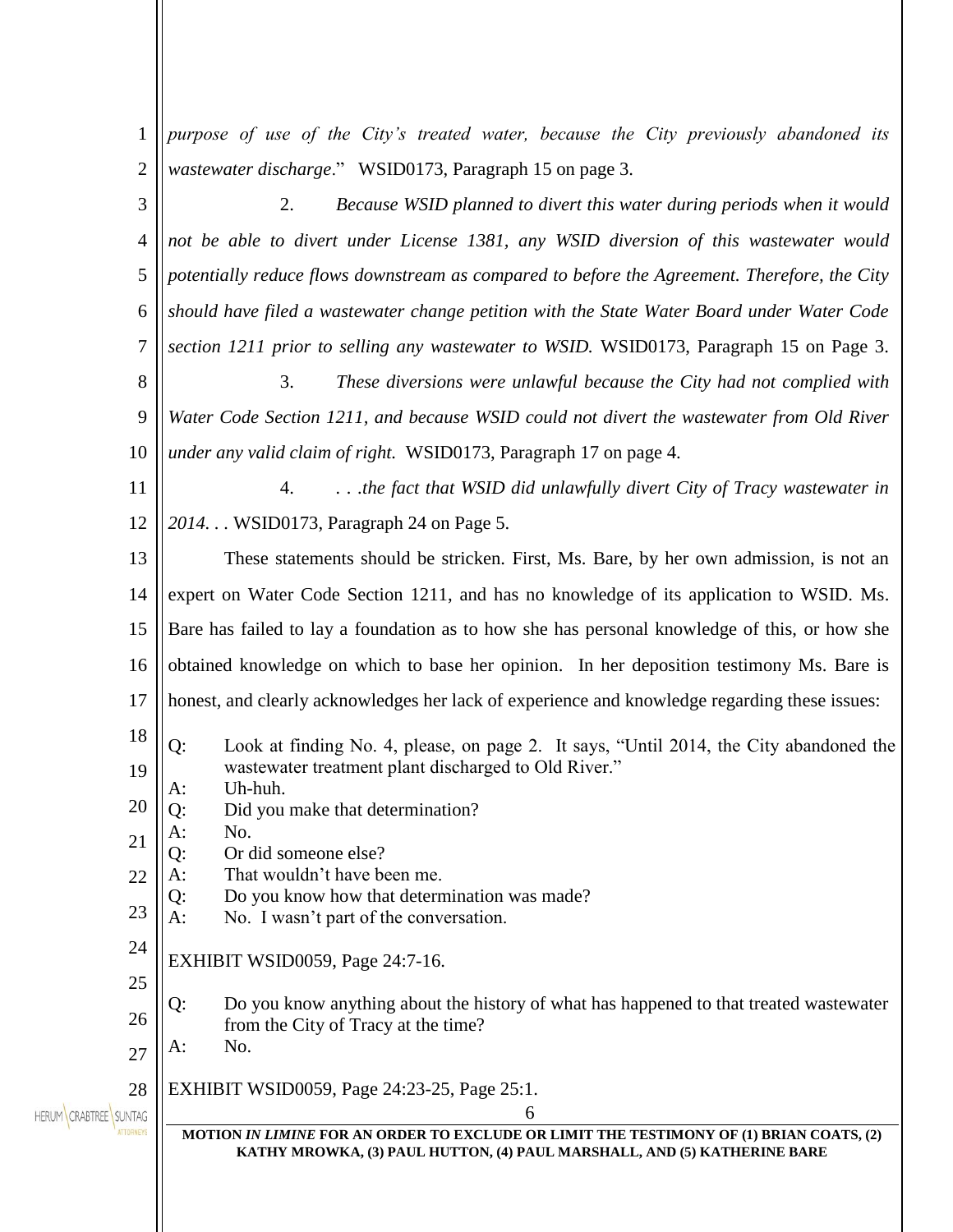*purpose of use of the City's treated water, because the City previously abandoned its wastewater discharge*." WSID0173, Paragraph 15 on page 3.

2. *Because WSID planned to divert this water during periods when it would not be able to divert under License 1381, any WSID diversion of this wastewater would potentially reduce flows downstream as compared to before the Agreement. Therefore, the City should have filed a wastewater change petition with the State Water Board under Water Code section 1211 prior to selling any wastewater to WSID.* WSID0173, Paragraph 15 on Page 3.

3. *These diversions were unlawful because the City had not complied with Water Code Section 1211, and because WSID could not divert the wastewater from Old River under any valid claim of right.* WSID0173, Paragraph 17 on page 4.

4. *. . .the fact that WSID did unlawfully divert City of Tracy wastewater in 2014. . .* WSID0173, Paragraph 24 on Page 5.

These statements should be stricken. First, Ms. Bare, by her own admission, is not an expert on Water Code Section 1211, and has no knowledge of its application to WSID. Ms. Bare has failed to lay a foundation as to how she has personal knowledge of this, or how she obtained knowledge on which to base her opinion. In her deposition testimony Ms. Bare is honest, and clearly acknowledges her lack of experience and knowledge regarding these issues:

Q: Look at finding No. 4, please, on page 2. It says, "Until 2014, the City abandoned the wastewater treatment plant discharged to Old River."
A: Uh-huh.
Q: Did you make that determination?
A: No.
Q: Or did someone else?
A: That wouldn't have been me.
Q: Do you know how that determination was made?
A: No. I wasn't part of the conversation.

EXHIBIT WSID0059, Page 24:7-16.

Q: Do you know anything about the history of what has happened to that treated wastewater from the City of Tracy at the time?
A: No.

EXHIBIT WSID0059, Page 24:23-25, Page 25:1.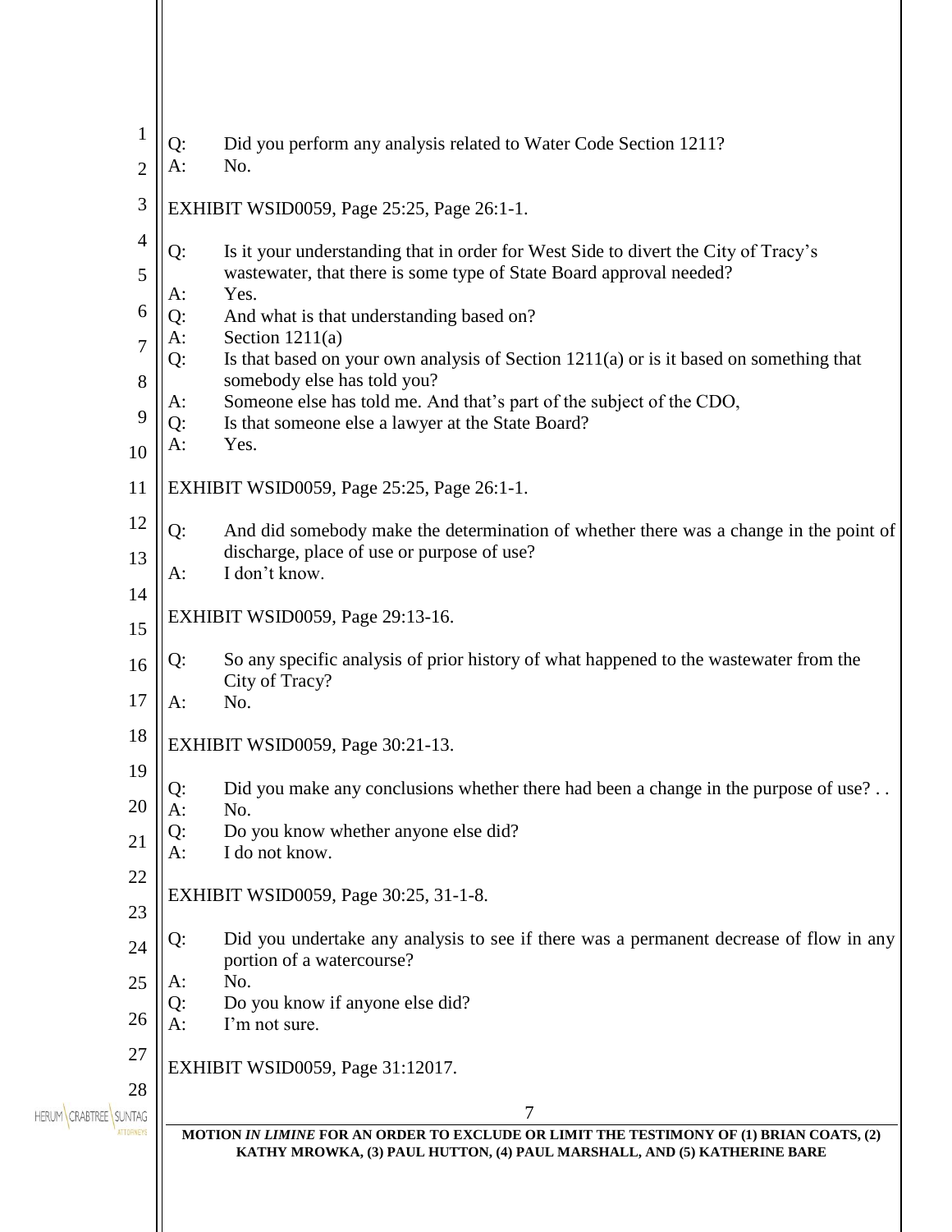Q: Did you perform any analysis related to Water Code Section 1211?
A: No.

EXHIBIT WSID0059, Page 25:25, Page 26:1-1.

Q: Is it your understanding that in order for West Side to divert the City of Tracy's wastewater, that there is some type of State Board approval needed?
A: Yes.
Q: And what is that understanding based on?
A: Section 1211(a)
Q: Is that based on your own analysis of Section 1211(a) or is it based on something that somebody else has told you?
A: Someone else has told me. And that's part of the subject of the CDO,
Q: Is that someone else a lawyer at the State Board?
A: Yes.

EXHIBIT WSID0059, Page 25:25, Page 26:1-1.

Q: And did somebody make the determination of whether there was a change in the point of discharge, place of use or purpose of use?
A: I don't know.

EXHIBIT WSID0059, Page 29:13-16.

Q: So any specific analysis of prior history of what happened to the wastewater from the City of Tracy?
A: No.

EXHIBIT WSID0059, Page 30:21-13.

Q: Did you make any conclusions whether there had been a change in the purpose of use? . .
A: No.
Q: Do you know whether anyone else did?
A: I do not know.

EXHIBIT WSID0059, Page 30:25, 31-1-8.

Q: Did you undertake any analysis to see if there was a permanent decrease of flow in any portion of a watercourse?
A: No.
Q: Do you know if anyone else did?
A: I'm not sure.

EXHIBIT WSID0059, Page 31:12017.

**MOTION *IN LIMINE* FOR AN ORDER TO EXCLUDE OR LIMIT THE TESTIMONY OF (1) BRIAN COATS, (2) KATHY MROWKA, (3) PAUL HUTTON, (4) PAUL MARSHALL, AND (5) KATHERINE BARE**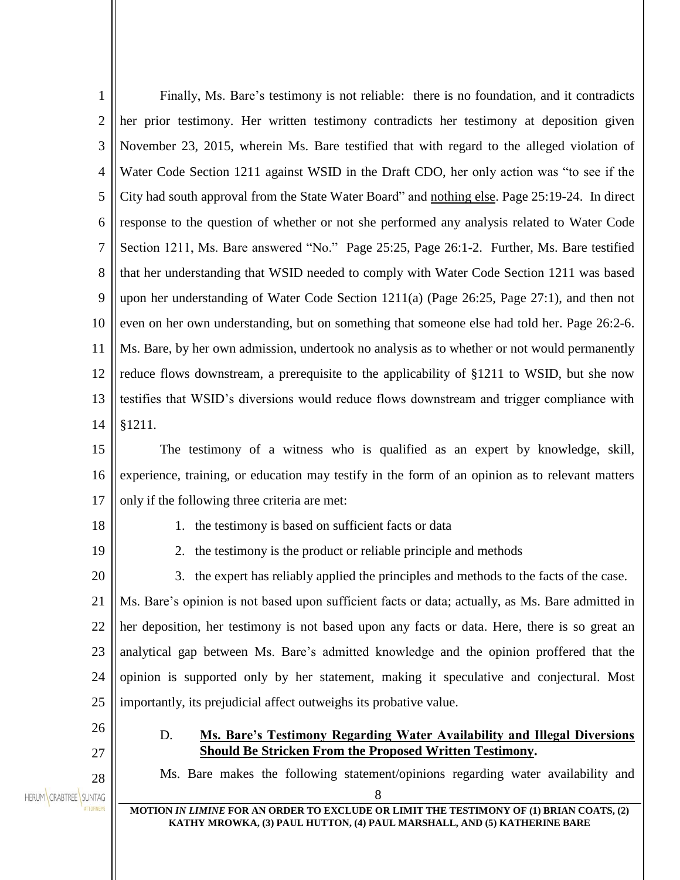Finally, Ms. Bare's testimony is not reliable: there is no foundation, and it contradicts her prior testimony. Her written testimony contradicts her testimony at deposition given November 23, 2015, wherein Ms. Bare testified that with regard to the alleged violation of Water Code Section 1211 against WSID in the Draft CDO, her only action was "to see if the City had south approval from the State Water Board" and nothing else. Page 25:19-24. In direct response to the question of whether or not she performed any analysis related to Water Code Section 1211, Ms. Bare answered "No." Page 25:25, Page 26:1-2. Further, Ms. Bare testified that her understanding that WSID needed to comply with Water Code Section 1211 was based upon her understanding of Water Code Section 1211(a) (Page 26:25, Page 27:1), and then not even on her own understanding, but on something that someone else had told her. Page 26:2-6. Ms. Bare, by her own admission, undertook no analysis as to whether or not would permanently reduce flows downstream, a prerequisite to the applicability of §1211 to WSID, but she now testifies that WSID's diversions would reduce flows downstream and trigger compliance with §1211.

The testimony of a witness who is qualified as an expert by knowledge, skill, experience, training, or education may testify in the form of an opinion as to relevant matters only if the following three criteria are met:

1. the testimony is based on sufficient facts or data
2. the testimony is the product or reliable principle and methods
3. the expert has reliably applied the principles and methods to the facts of the case.

Ms. Bare's opinion is not based upon sufficient facts or data; actually, as Ms. Bare admitted in her deposition, her testimony is not based upon any facts or data. Here, there is so great an analytical gap between Ms. Bare's admitted knowledge and the opinion proffered that the opinion is supported only by her statement, making it speculative and conjectural. Most importantly, its prejudicial affect outweighs its probative value.

### D. **Ms. Bare's Testimony Regarding Water Availability and Illegal Diversions Should Be Stricken From the Proposed Written Testimony.**

Ms. Bare makes the following statement/opinions regarding water availability and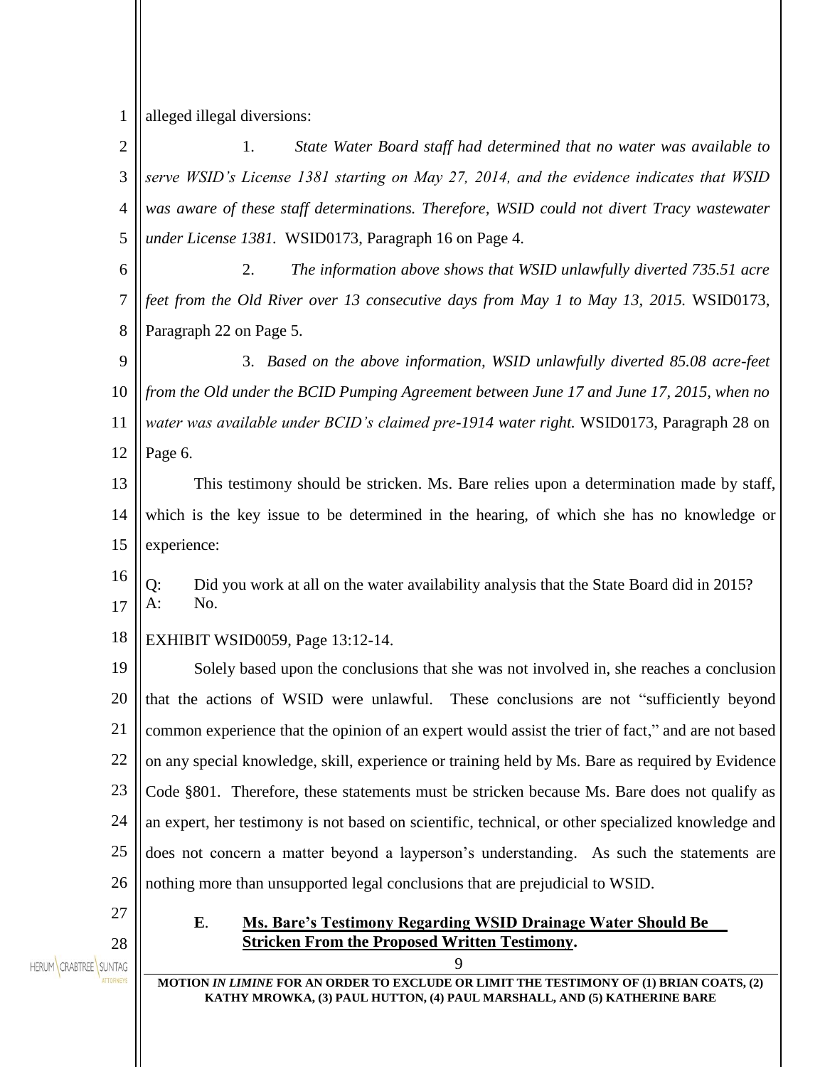alleged illegal diversions:

1. *State Water Board staff had determined that no water was available to serve WSID's License 1381 starting on May 27, 2014, and the evidence indicates that WSID was aware of these staff determinations. Therefore, WSID could not divert Tracy wastewater under License 1381.* WSID0173, Paragraph 16 on Page 4.

2. *The information above shows that WSID unlawfully diverted 735.51 acre feet from the Old River over 13 consecutive days from May 1 to May 13, 2015.* WSID0173, Paragraph 22 on Page 5.

3. *Based on the above information, WSID unlawfully diverted 85.08 acre-feet from the Old under the BCID Pumping Agreement between June 17 and June 17, 2015, when no water was available under BCID's claimed pre-1914 water right.* WSID0173, Paragraph 28 on Page 6.

This testimony should be stricken. Ms. Bare relies upon a determination made by staff, which is the key issue to be determined in the hearing, of which she has no knowledge or experience:

Q: Did you work at all on the water availability analysis that the State Board did in 2015?
A: No.

EXHIBIT WSID0059, Page 13:12-14.

Solely based upon the conclusions that she was not involved in, she reaches a conclusion that the actions of WSID were unlawful. These conclusions are not "sufficiently beyond common experience that the opinion of an expert would assist the trier of fact," and are not based on any special knowledge, skill, experience or training held by Ms. Bare as required by Evidence Code §801. Therefore, these statements must be stricken because Ms. Bare does not qualify as an expert, her testimony is not based on scientific, technical, or other specialized knowledge and does not concern a matter beyond a layperson's understanding. As such the statements are nothing more than unsupported legal conclusions that are prejudicial to WSID.

**E. Ms. Bare's Testimony Regarding WSID Drainage Water Should Be Stricken From the Proposed Written Testimony.**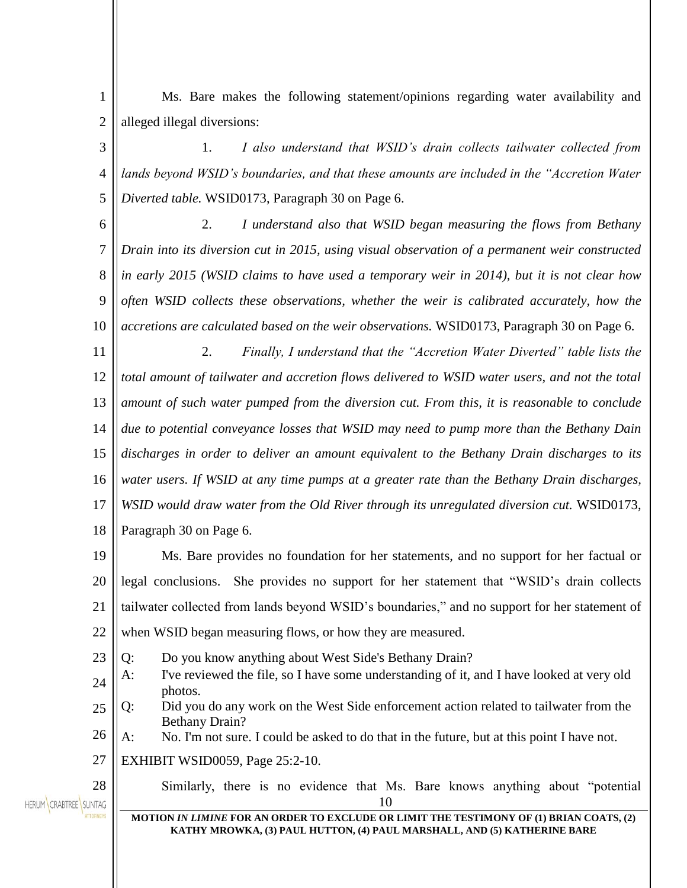Ms. Bare makes the following statement/opinions regarding water availability and alleged illegal diversions:

1. *I also understand that WSID's drain collects tailwater collected from lands beyond WSID's boundaries, and that these amounts are included in the "Accretion Water Diverted table.* WSID0173, Paragraph 30 on Page 6.

2. *I understand also that WSID began measuring the flows from Bethany Drain into its diversion cut in 2015, using visual observation of a permanent weir constructed in early 2015 (WSID claims to have used a temporary weir in 2014), but it is not clear how often WSID collects these observations, whether the weir is calibrated accurately, how the accretions are calculated based on the weir observations.* WSID0173, Paragraph 30 on Page 6.

2. *Finally, I understand that the "Accretion Water Diverted" table lists the total amount of tailwater and accretion flows delivered to WSID water users, and not the total amount of such water pumped from the diversion cut. From this, it is reasonable to conclude due to potential conveyance losses that WSID may need to pump more than the Bethany Dain discharges in order to deliver an amount equivalent to the Bethany Drain discharges to its water users. If WSID at any time pumps at a greater rate than the Bethany Drain discharges, WSID would draw water from the Old River through its unregulated diversion cut.* WSID0173, Paragraph 30 on Page 6.

Ms. Bare provides no foundation for her statements, and no support for her factual or legal conclusions. She provides no support for her statement that "WSID's drain collects tailwater collected from lands beyond WSID's boundaries," and no support for her statement of when WSID began measuring flows, or how they are measured.

Q: Do you know anything about West Side's Bethany Drain?

A: I've reviewed the file, so I have some understanding of it, and I have looked at very old photos.

Q: Did you do any work on the West Side enforcement action related to tailwater from the Bethany Drain?

A: No. I'm not sure. I could be asked to do that in the future, but at this point I have not.

EXHIBIT WSID0059, Page 25:2-10.

Similarly, there is no evidence that Ms. Bare knows anything about "potential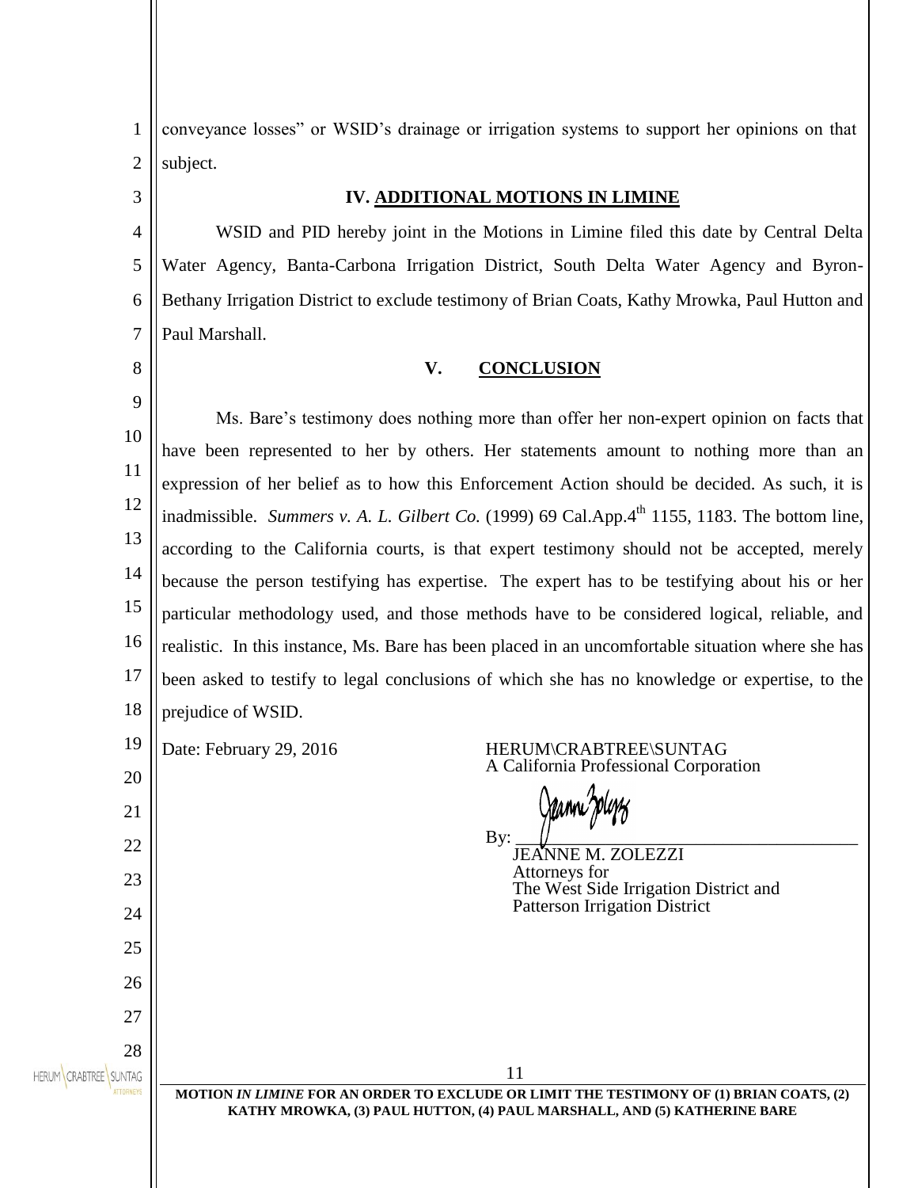conveyance losses" or WSID's drainage or irrigation systems to support her opinions on that subject.

## IV. ADDITIONAL MOTIONS IN LIMINE

WSID and PID hereby joint in the Motions in Limine filed this date by Central Delta Water Agency, Banta-Carbona Irrigation District, South Delta Water Agency and Byron-Bethany Irrigation District to exclude testimony of Brian Coats, Kathy Mrowka, Paul Hutton and Paul Marshall.

## V. CONCLUSION

Ms. Bare's testimony does nothing more than offer her non-expert opinion on facts that have been represented to her by others. Her statements amount to nothing more than an expression of her belief as to how this Enforcement Action should be decided. As such, it is inadmissible. *Summers v. A. L. Gilbert Co.* (1999) 69 Cal.App.4th 1155, 1183. The bottom line, according to the California courts, is that expert testimony should not be accepted, merely because the person testifying has expertise. The expert has to be testifying about his or her particular methodology used, and those methods have to be considered logical, reliable, and realistic. In this instance, Ms. Bare has been placed in an uncomfortable situation where she has been asked to testify to legal conclusions of which she has no knowledge or expertise, to the prejudice of WSID.

Date: February 29, 2016

HERUM\CRABTREE\SUNTAG
A California Professional Corporation

By: ______________________________
JEANNE M. ZOLEZZI
Attorneys for
The West Side Irrigation District and
Patterson Irrigation District